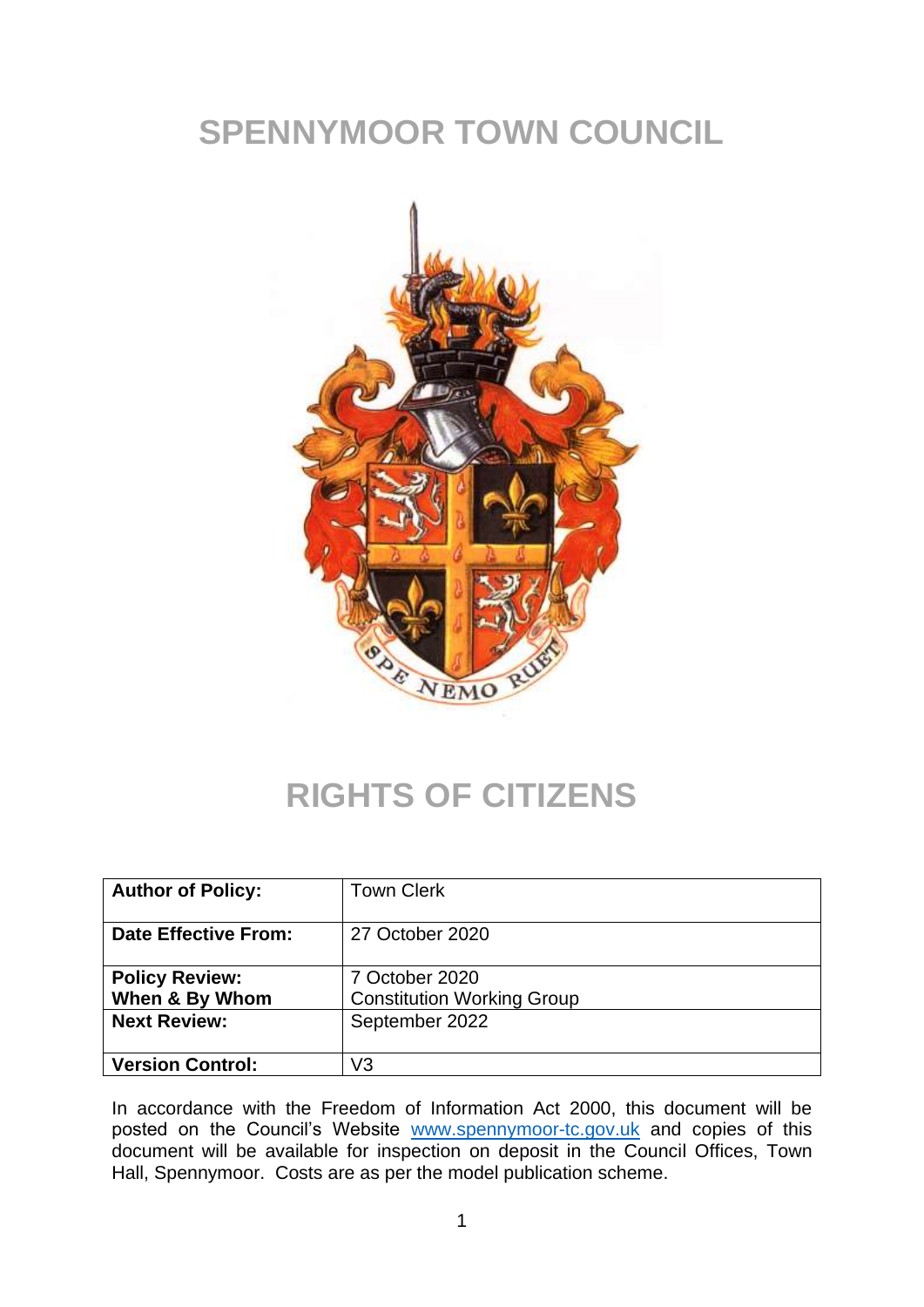# SPENNYMOOR TOWN COUNCIL

# RIGHTS OF CITIZENS

| **Author of Policy:** | Town Clerk |
|---|---|
| **Date Effective From:** | 27 October 2020 |
| **Policy Review: When & By Whom** | 7 October 2020 Constitution Working Group |
| **Next Review:** | September 2022 |
| **Version Control:** | V3 |

In accordance with the Freedom of Information Act 2000, this document will be posted on the Council's Website www.spennymoor-tc.gov.uk and copies of this document will be available for inspection on deposit in the Council Offices, Town Hall, Spennymoor. Costs are as per the model publication scheme.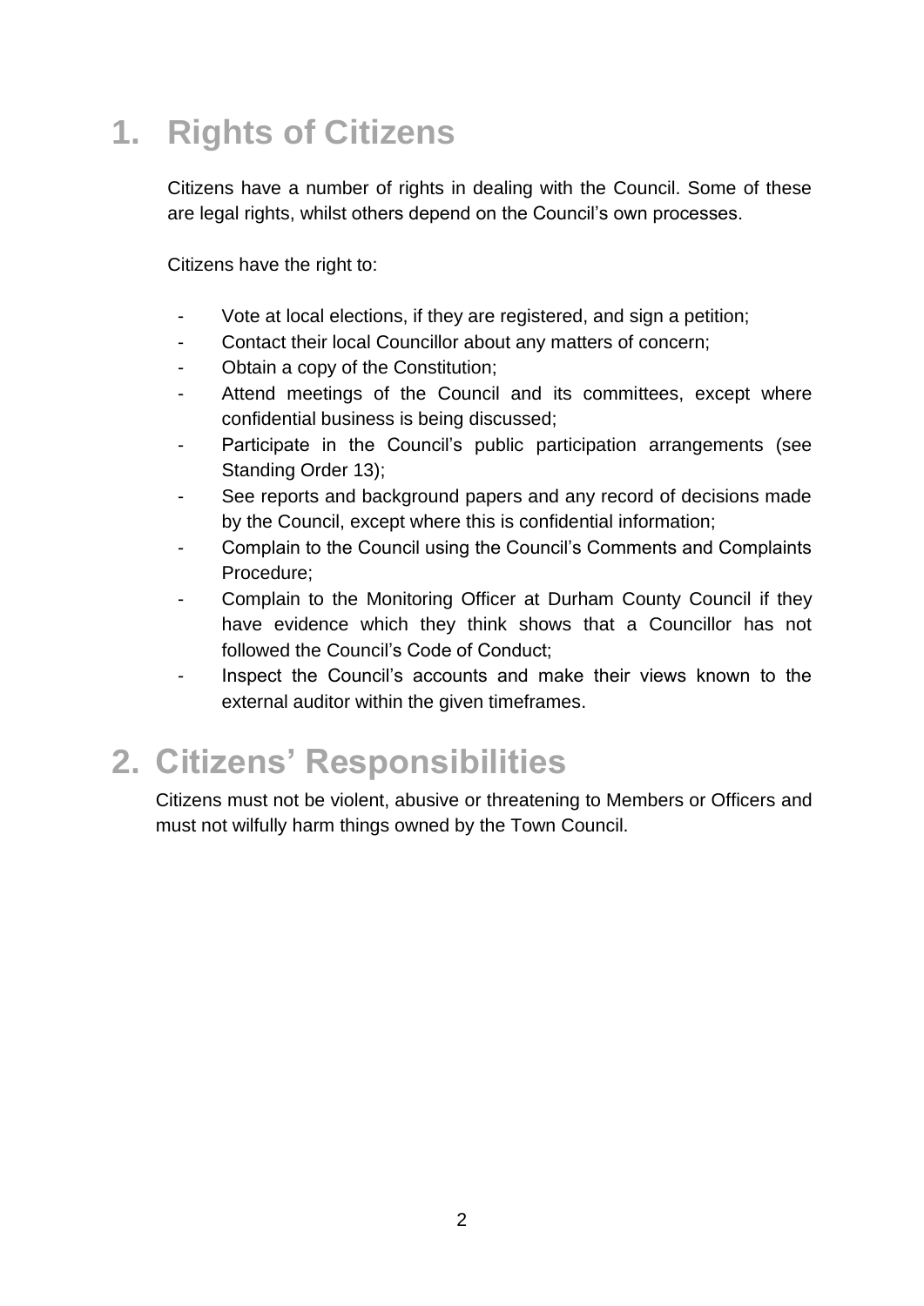# 1. Rights of Citizens

Citizens have a number of rights in dealing with the Council. Some of these are legal rights, whilst others depend on the Council's own processes.

Citizens have the right to:

- Vote at local elections, if they are registered, and sign a petition;
- Contact their local Councillor about any matters of concern;
- Obtain a copy of the Constitution;
- Attend meetings of the Council and its committees, except where confidential business is being discussed;
- Participate in the Council's public participation arrangements (see Standing Order 13);
- See reports and background papers and any record of decisions made by the Council, except where this is confidential information;
- Complain to the Council using the Council's Comments and Complaints Procedure;
- Complain to the Monitoring Officer at Durham County Council if they have evidence which they think shows that a Councillor has not followed the Council's Code of Conduct;
- Inspect the Council's accounts and make their views known to the external auditor within the given timeframes.

# 2. Citizens' Responsibilities

Citizens must not be violent, abusive or threatening to Members or Officers and must not wilfully harm things owned by the Town Council.